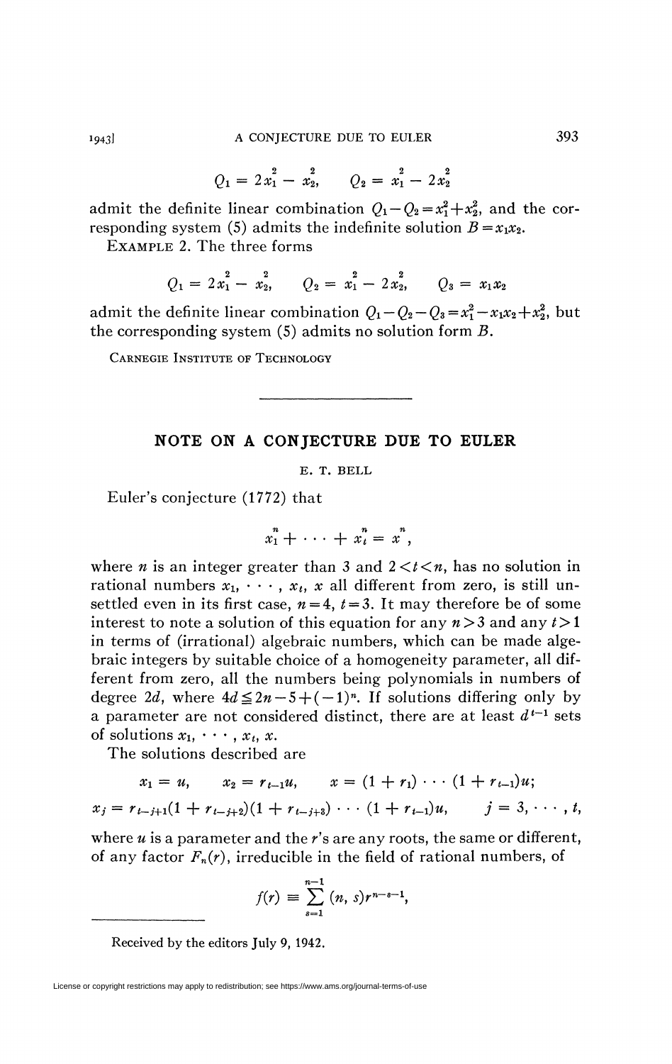$$Q_1 = 2x_1^2 - x_2^2, \qquad Q_2 = x_1^2 - 2x_2^2$$

admit the definite linear combination $Q_1 - Q_2 = x_1^2 + x_2^2$, and the corresponding system (5) admits the indefinite solution $B = x_1x_2$.

EXAMPLE 2. The three forms

$$Q_1 = 2x_1^2 - x_2^2, \qquad Q_2 = x_1^2 - 2x_2^2, \qquad Q_3 = x_1x_2$$

admit the definite linear combination $Q_1 - Q_2 - Q_3 = x_1^2 - x_1x_2 + x_2^2$, but the corresponding system (5) admits no solution form $B$.

CARNEGIE INSTITUTE OF TECHNOLOGY

---

## NOTE ON A CONJECTURE DUE TO EULER

E. T. BELL

Euler's conjecture (1772) that

$$x_1^n + \cdots + x_t^n = x^n,$$

where $n$ is an integer greater than 3 and $2 < t < n$, has no solution in rational numbers $x_1, \cdots, x_t, x$ all different from zero, is still unsettled even in its first case, $n = 4$, $t = 3$. It may therefore be of some interest to note a solution of this equation for any $n > 3$ and any $t > 1$ in terms of (irrational) algebraic numbers, which can be made algebraic integers by suitable choice of a homogeneity parameter, all different from zero, all the numbers being polynomials in numbers of degree $2d$, where $4d \leqq 2n - 5 + (-1)^n$. If solutions differing only by a parameter are not considered distinct, there are at least $d^{t-1}$ sets of solutions $x_1, \cdots, x_t, x$.

The solutions described are

$$x_1 = u, \qquad x_2 = r_{t-1}u, \qquad x = (1 + r_1) \cdots (1 + r_{t-1})u;$$

$$x_j = r_{t-j+1}(1 + r_{t-j+2})(1 + r_{t-j+3}) \cdots (1 + r_{t-1})u, \qquad j = 3, \cdots, t,$$

where $u$ is a parameter and the $r$'s are any roots, the same or different, of any factor $F_n(r)$, irreducible in the field of rational numbers, of

$$f(r) \equiv \sum_{s=1}^{n-1} (n, s) r^{n-s-1},$$

Received by the editors July 9, 1942.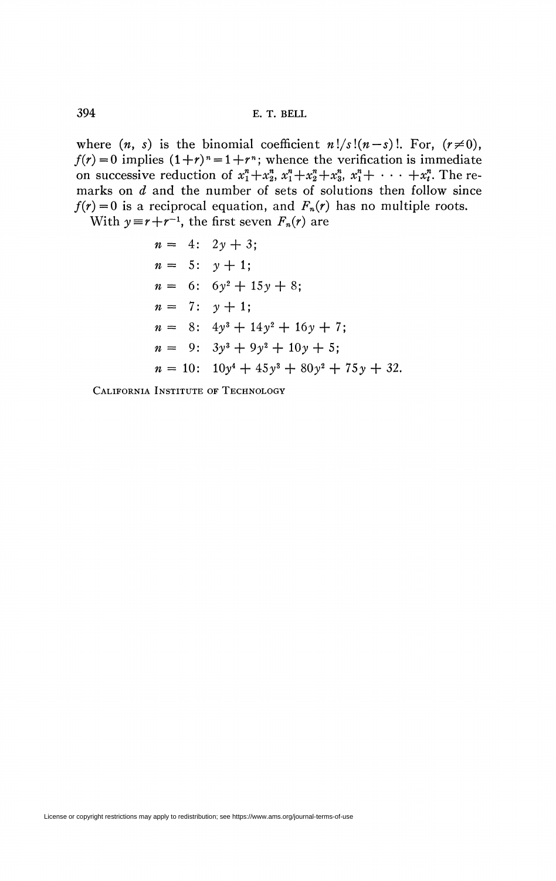where $(n, s)$ is the binomial coefficient $n!/s!(n-s)!$. For, $(r\neq 0)$, $f(r)=0$ implies $(1+r)^n=1+r^n$; whence the verification is immediate on successive reduction of $x_1^n+x_2^n$, $x_1^n+x_2^n+x_3^n$, $x_1^n+\cdots+x_t^n$. The remarks on $d$ and the number of sets of solutions then follow since $f(r)=0$ is a reciprocal equation, and $F_n(r)$ has no multiple roots.

With $y\equiv r+r^{-1}$, the first seven $F_n(r)$ are

$$
\begin{aligned}
n &= 4: \quad 2y+3;\\
n &= 5: \quad y+1;\\
n &= 6: \quad 6y^2+15y+8;\\
n &= 7: \quad y+1;\\
n &= 8: \quad 4y^3+14y^2+16y+7;\\
n &= 9: \quad 3y^3+9y^2+10y+5;\\
n &= 10: \quad 10y^4+45y^3+80y^2+75y+32.
\end{aligned}
$$

California Institute of Technology